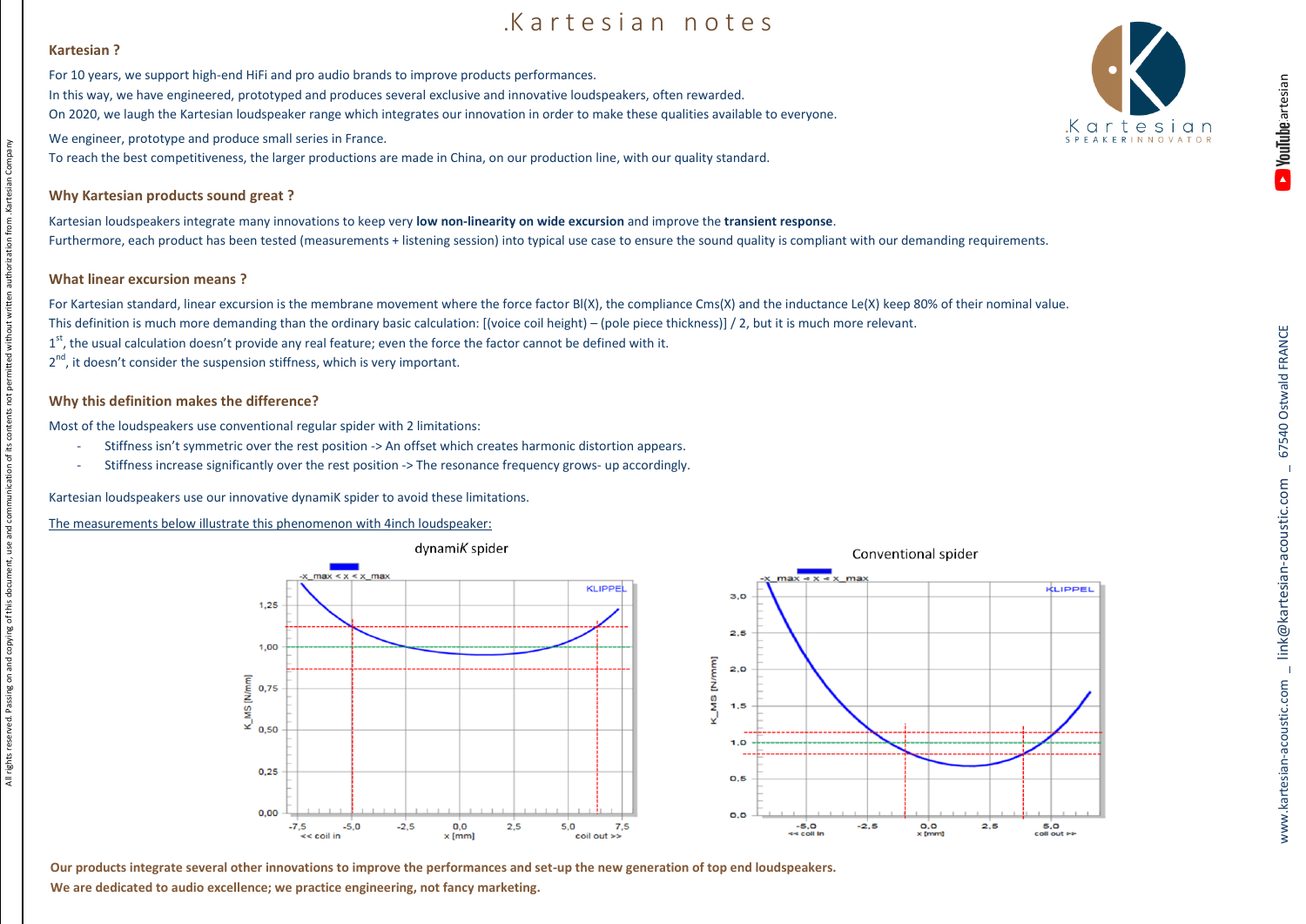# .Kartesian notes

## Kartesian ?

For 10 years, we support high-end HiFi and pro audio brands to improve products performances.
In this way, we have engineered, prototyped and produces several exclusive and innovative loudspeakers, often rewarded.
On 2020, we laugh the Kartesian loudspeaker range which integrates our innovation in order to make these qualities available to everyone.

We engineer, prototype and produce small series in France.
To reach the best competitiveness, the larger productions are made in China, on our production line, with our quality standard.

## Why Kartesian products sound great ?

Kartesian loudspeakers integrate many innovations to keep very **low non-linearity on wide excursion** and improve the **transient response**.
Furthermore, each product has been tested (measurements + listening session) into typical use case to ensure the sound quality is compliant with our demanding requirements.

## What linear excursion means ?

For Kartesian standard, linear excursion is the membrane movement where the force factor Bl(X), the compliance Cms(X) and the inductance Le(X) keep 80% of their nominal value.
This definition is much more demanding than the ordinary basic calculation: [(voice coil height) – (pole piece thickness)] / 2, but it is much more relevant.
1st, the usual calculation doesn't provide any real feature; even the force the factor cannot be defined with it.
2nd, it doesn't consider the suspension stiffness, which is very important.

## Why this definition makes the difference?

Most of the loudspeakers use conventional regular spider with 2 limitations:

- Stiffness isn't symmetric over the rest position -> An offset which creates harmonic distortion appears.
- Stiffness increase significantly over the rest position -> The resonance frequency grows- up accordingly.

Kartesian loudspeakers use our innovative dynamiK spider to avoid these limitations.

The measurements below illustrate this phenomenon with 4inch loudspeaker:

dynami*K* spider

Conventional spider

**Our products integrate several other innovations to improve the performances and set-up the new generation of top end loudspeakers.**
**We are dedicated to audio excellence; we practice engineering, not fancy marketing.**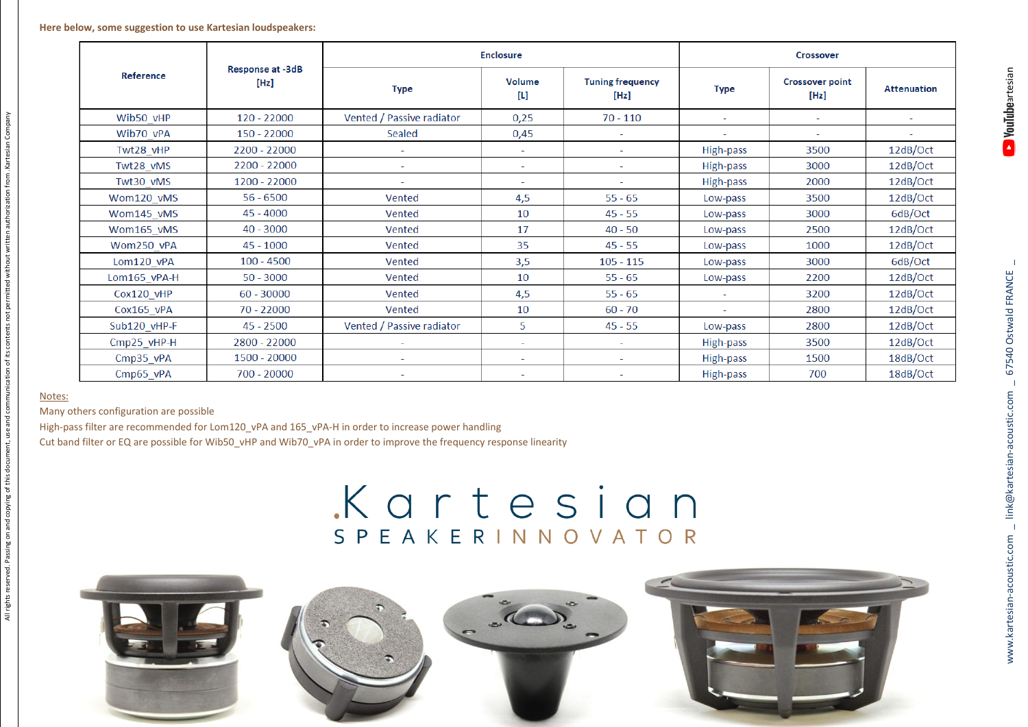Here below, some suggestion to use Kartesian loudspeakers:

| Reference | Response at -3dB [Hz] | Enclosure | | | Crossover | | |
|---|---|---|---|---|---|---|---|
| | | Type | Volume [L] | Tuning frequency [Hz] | Type | Crossover point [Hz] | Attenuation |
| Wib50_vHP | 120 - 22000 | Vented / Passive radiator | 0,25 | 70 - 110 | - | - | - |
| Wib70_vPA | 150 - 22000 | Sealed | 0,45 | - | - | - | - |
| Twt28_vHP | 2200 - 22000 | - | - | - | High-pass | 3500 | 12dB/Oct |
| Twt28_vMS | 2200 - 22000 | - | - | - | High-pass | 3000 | 12dB/Oct |
| Twt30_vMS | 1200 - 22000 | - | - | - | High-pass | 2000 | 12dB/Oct |
| Wom120_vMS | 56 - 6500 | Vented | 4,5 | 55 - 65 | Low-pass | 3500 | 12dB/Oct |
| Wom145_vMS | 45 - 4000 | Vented | 10 | 45 - 55 | Low-pass | 3000 | 6dB/Oct |
| Wom165_vMS | 40 - 3000 | Vented | 17 | 40 - 50 | Low-pass | 2500 | 12dB/Oct |
| Wom250_vPA | 45 - 1000 | Vented | 35 | 45 - 55 | Low-pass | 1000 | 12dB/Oct |
| Lom120_vPA | 100 - 4500 | Vented | 3,5 | 105 - 115 | Low-pass | 3000 | 6dB/Oct |
| Lom165_vPA-H | 50 - 3000 | Vented | 10 | 55 - 65 | Low-pass | 2200 | 12dB/Oct |
| Cox120_vHP | 60 - 30000 | Vented | 4,5 | 55 - 65 | - | 3200 | 12dB/Oct |
| Cox165_vPA | 70 - 22000 | Vented | 10 | 60 - 70 | - | 2800 | 12dB/Oct |
| Sub120_vHP-F | 45 - 2500 | Vented / Passive radiator | 5 | 45 - 55 | Low-pass | 2800 | 12dB/Oct |
| Cmp25_vHP-H | 2800 - 22000 | - | - | - | High-pass | 3500 | 12dB/Oct |
| Cmp35_vPA | 1500 - 20000 | - | - | - | High-pass | 1500 | 18dB/Oct |
| Cmp65_vPA | 700 - 20000 | - | - | - | High-pass | 700 | 18dB/Oct |

Notes:

Many others configuration are possible

High-pass filter are recommended for Lom120_vPA and 165_vPA-H in order to increase power handling

Cut band filter or EQ are possible for Wib50_vHP and Wib70_vPA in order to improve the frequency response linearity

.Kartesian
SPEAKER INNOVATOR

All rights reserved. Passing on and copying of this document, use and communication of its contents not permitted without written authorization from Kartesian Company

www.kartesian-acoustic.com _ link@kartesian-acoustic.com _ 67540 Ostwald FRANCE _ YouTube kartesian